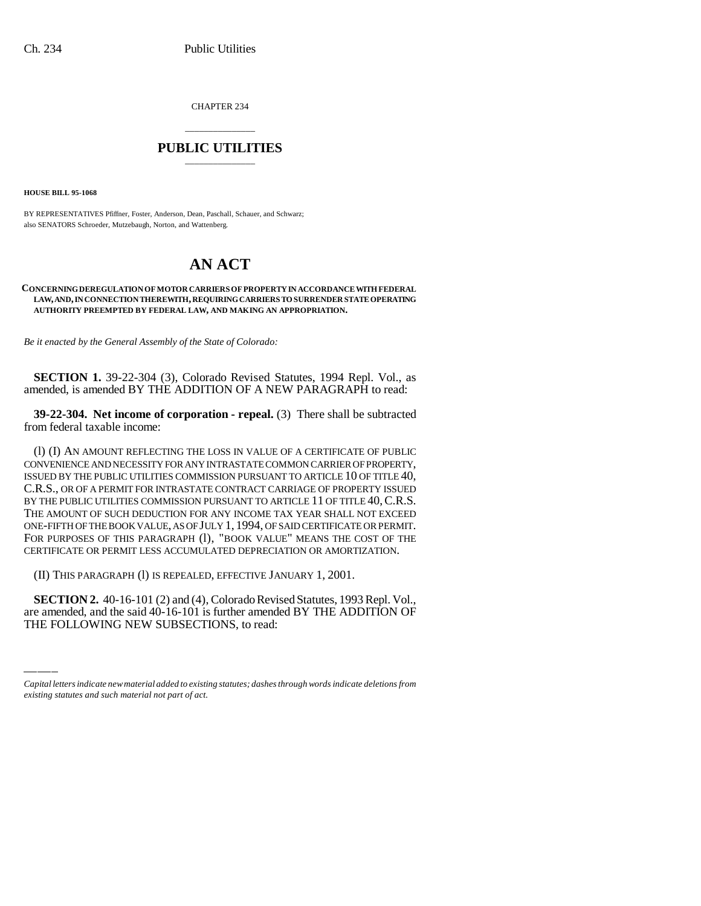CHAPTER 234

# PUBLIC UTILITIES

**HOUSE BILL 95-1068**

BY REPRESENTATIVES Pfiffner, Foster, Anderson, Dean, Paschall, Schauer, and Schwarz;
also SENATORS Schroeder, Mutzebaugh, Norton, and Wattenberg.

# AN ACT

**CONCERNING DEREGULATION OF MOTOR CARRIERS OF PROPERTY IN ACCORDANCE WITH FEDERAL LAW, AND, IN CONNECTION THEREWITH, REQUIRING CARRIERS TO SURRENDER STATE OPERATING AUTHORITY PREEMPTED BY FEDERAL LAW, AND MAKING AN APPROPRIATION.**

*Be it enacted by the General Assembly of the State of Colorado:*

**SECTION 1.** 39-22-304 (3), Colorado Revised Statutes, 1994 Repl. Vol., as amended, is amended BY THE ADDITION OF A NEW PARAGRAPH to read:

**39-22-304. Net income of corporation - repeal.** (3) There shall be subtracted from federal taxable income:

(l) (I) AN AMOUNT REFLECTING THE LOSS IN VALUE OF A CERTIFICATE OF PUBLIC CONVENIENCE AND NECESSITY FOR ANY INTRASTATE COMMON CARRIER OF PROPERTY, ISSUED BY THE PUBLIC UTILITIES COMMISSION PURSUANT TO ARTICLE 10 OF TITLE 40, C.R.S., OR OF A PERMIT FOR INTRASTATE CONTRACT CARRIAGE OF PROPERTY ISSUED BY THE PUBLIC UTILITIES COMMISSION PURSUANT TO ARTICLE 11 OF TITLE 40, C.R.S. THE AMOUNT OF SUCH DEDUCTION FOR ANY INCOME TAX YEAR SHALL NOT EXCEED ONE-FIFTH OF THE BOOK VALUE, AS OF JULY 1, 1994, OF SAID CERTIFICATE OR PERMIT. FOR PURPOSES OF THIS PARAGRAPH (l), "BOOK VALUE" MEANS THE COST OF THE CERTIFICATE OR PERMIT LESS ACCUMULATED DEPRECIATION OR AMORTIZATION.

(II) THIS PARAGRAPH (l) IS REPEALED, EFFECTIVE JANUARY 1, 2001.

**SECTION 2.** 40-16-101 (2) and (4), Colorado Revised Statutes, 1993 Repl. Vol., are amended, and the said 40-16-101 is further amended BY THE ADDITION OF THE FOLLOWING NEW SUBSECTIONS, to read:

*Capital letters indicate new material added to existing statutes; dashes through words indicate deletions from existing statutes and such material not part of act.*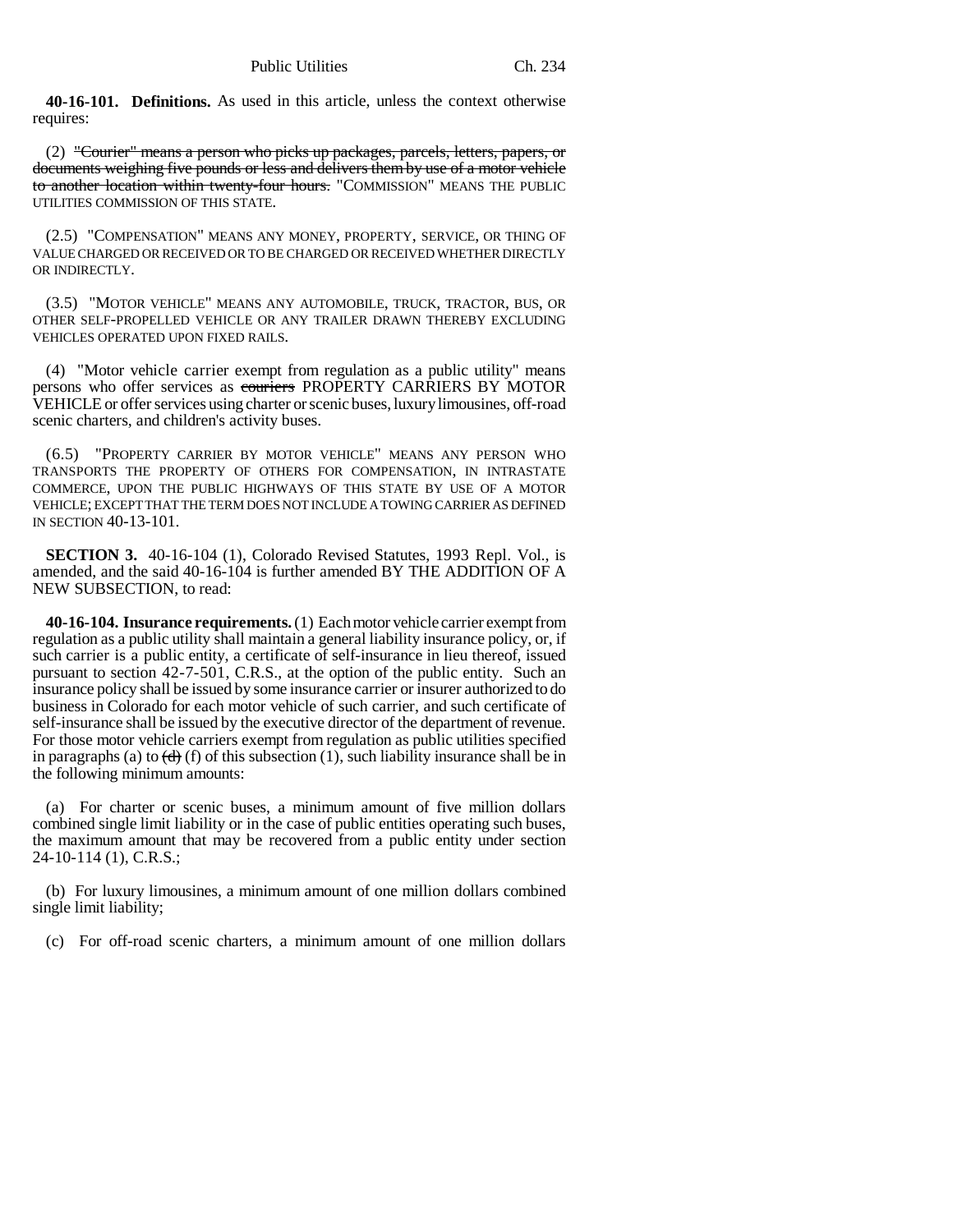**40-16-101. Definitions.** As used in this article, unless the context otherwise requires:

(2) ~~"Courier" means a person who picks up packages, parcels, letters, papers, or documents weighing five pounds or less and delivers them by use of a motor vehicle to another location within twenty-four hours.~~ "COMMISSION" MEANS THE PUBLIC UTILITIES COMMISSION OF THIS STATE.

(2.5) "COMPENSATION" MEANS ANY MONEY, PROPERTY, SERVICE, OR THING OF VALUE CHARGED OR RECEIVED OR TO BE CHARGED OR RECEIVED WHETHER DIRECTLY OR INDIRECTLY.

(3.5) "MOTOR VEHICLE" MEANS ANY AUTOMOBILE, TRUCK, TRACTOR, BUS, OR OTHER SELF-PROPELLED VEHICLE OR ANY TRAILER DRAWN THEREBY EXCLUDING VEHICLES OPERATED UPON FIXED RAILS.

(4) "Motor vehicle carrier exempt from regulation as a public utility" means persons who offer services as ~~couriers~~ PROPERTY CARRIERS BY MOTOR VEHICLE or offer services using charter or scenic buses, luxury limousines, off-road scenic charters, and children's activity buses.

(6.5) "PROPERTY CARRIER BY MOTOR VEHICLE" MEANS ANY PERSON WHO TRANSPORTS THE PROPERTY OF OTHERS FOR COMPENSATION, IN INTRASTATE COMMERCE, UPON THE PUBLIC HIGHWAYS OF THIS STATE BY USE OF A MOTOR VEHICLE; EXCEPT THAT THE TERM DOES NOT INCLUDE A TOWING CARRIER AS DEFINED IN SECTION 40-13-101.

**SECTION 3.** 40-16-104 (1), Colorado Revised Statutes, 1993 Repl. Vol., is amended, and the said 40-16-104 is further amended BY THE ADDITION OF A NEW SUBSECTION, to read:

**40-16-104. Insurance requirements.** (1) Each motor vehicle carrier exempt from regulation as a public utility shall maintain a general liability insurance policy, or, if such carrier is a public entity, a certificate of self-insurance in lieu thereof, issued pursuant to section 42-7-501, C.R.S., at the option of the public entity. Such an insurance policy shall be issued by some insurance carrier or insurer authorized to do business in Colorado for each motor vehicle of such carrier, and such certificate of self-insurance shall be issued by the executive director of the department of revenue. For those motor vehicle carriers exempt from regulation as public utilities specified in paragraphs (a) to ~~(d)~~ (f) of this subsection (1), such liability insurance shall be in the following minimum amounts:

(a) For charter or scenic buses, a minimum amount of five million dollars combined single limit liability or in the case of public entities operating such buses, the maximum amount that may be recovered from a public entity under section 24-10-114 (1), C.R.S.;

(b) For luxury limousines, a minimum amount of one million dollars combined single limit liability;

(c) For off-road scenic charters, a minimum amount of one million dollars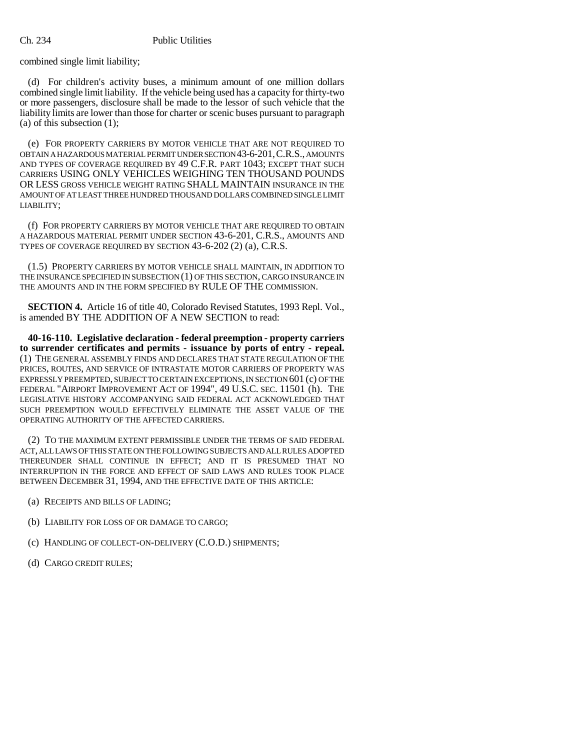combined single limit liability;

(d) For children's activity buses, a minimum amount of one million dollars combined single limit liability. If the vehicle being used has a capacity for thirty-two or more passengers, disclosure shall be made to the lessor of such vehicle that the liability limits are lower than those for charter or scenic buses pursuant to paragraph (a) of this subsection (1);

(e) FOR PROPERTY CARRIERS BY MOTOR VEHICLE THAT ARE NOT REQUIRED TO OBTAIN A HAZARDOUS MATERIAL PERMIT UNDER SECTION 43-6-201, C.R.S., AMOUNTS AND TYPES OF COVERAGE REQUIRED BY 49 C.F.R. PART 1043; EXCEPT THAT SUCH CARRIERS USING ONLY VEHICLES WEIGHING TEN THOUSAND POUNDS OR LESS GROSS VEHICLE WEIGHT RATING SHALL MAINTAIN INSURANCE IN THE AMOUNT OF AT LEAST THREE HUNDRED THOUSAND DOLLARS COMBINED SINGLE LIMIT LIABILITY;

(f) FOR PROPERTY CARRIERS BY MOTOR VEHICLE THAT ARE REQUIRED TO OBTAIN A HAZARDOUS MATERIAL PERMIT UNDER SECTION 43-6-201, C.R.S., AMOUNTS AND TYPES OF COVERAGE REQUIRED BY SECTION 43-6-202 (2) (a), C.R.S.

(1.5) PROPERTY CARRIERS BY MOTOR VEHICLE SHALL MAINTAIN, IN ADDITION TO THE INSURANCE SPECIFIED IN SUBSECTION (1) OF THIS SECTION, CARGO INSURANCE IN THE AMOUNTS AND IN THE FORM SPECIFIED BY RULE OF THE COMMISSION.

**SECTION 4.** Article 16 of title 40, Colorado Revised Statutes, 1993 Repl. Vol., is amended BY THE ADDITION OF A NEW SECTION to read:

**40-16-110. Legislative declaration - federal preemption - property carriers to surrender certificates and permits - issuance by ports of entry - repeal.** (1) THE GENERAL ASSEMBLY FINDS AND DECLARES THAT STATE REGULATION OF THE PRICES, ROUTES, AND SERVICE OF INTRASTATE MOTOR CARRIERS OF PROPERTY WAS EXPRESSLY PREEMPTED, SUBJECT TO CERTAIN EXCEPTIONS, IN SECTION 601 (c) OF THE FEDERAL "AIRPORT IMPROVEMENT ACT OF 1994", 49 U.S.C. SEC. 11501 (h). THE LEGISLATIVE HISTORY ACCOMPANYING SAID FEDERAL ACT ACKNOWLEDGED THAT SUCH PREEMPTION WOULD EFFECTIVELY ELIMINATE THE ASSET VALUE OF THE OPERATING AUTHORITY OF THE AFFECTED CARRIERS.

(2) TO THE MAXIMUM EXTENT PERMISSIBLE UNDER THE TERMS OF SAID FEDERAL ACT, ALL LAWS OF THIS STATE ON THE FOLLOWING SUBJECTS AND ALL RULES ADOPTED THEREUNDER SHALL CONTINUE IN EFFECT; AND IT IS PRESUMED THAT NO INTERRUPTION IN THE FORCE AND EFFECT OF SAID LAWS AND RULES TOOK PLACE BETWEEN DECEMBER 31, 1994, AND THE EFFECTIVE DATE OF THIS ARTICLE:

(a) RECEIPTS AND BILLS OF LADING;

(b) LIABILITY FOR LOSS OF OR DAMAGE TO CARGO;

(c) HANDLING OF COLLECT-ON-DELIVERY (C.O.D.) SHIPMENTS;

(d) CARGO CREDIT RULES;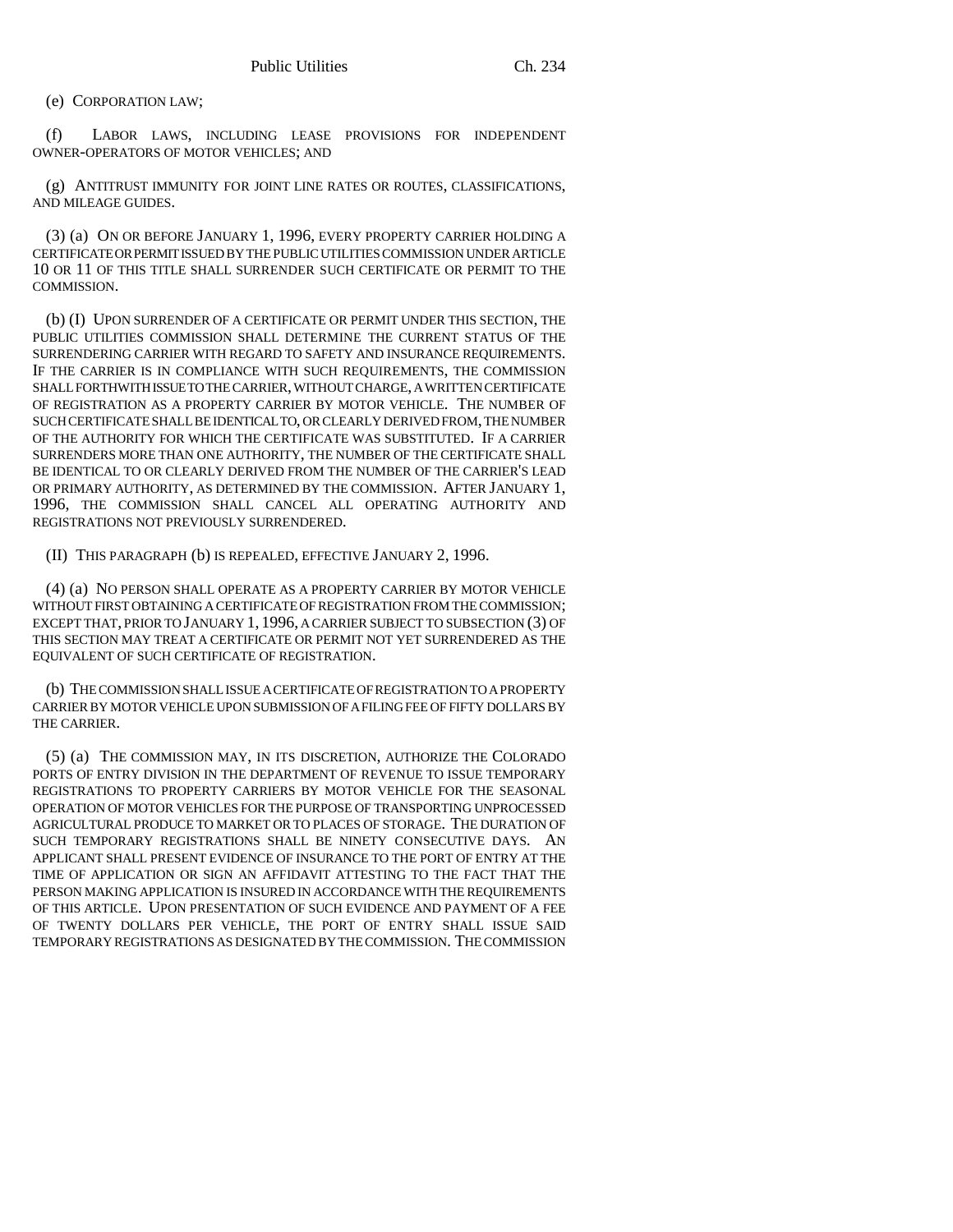(e) CORPORATION LAW;

(f) LABOR LAWS, INCLUDING LEASE PROVISIONS FOR INDEPENDENT OWNER-OPERATORS OF MOTOR VEHICLES; AND

(g) ANTITRUST IMMUNITY FOR JOINT LINE RATES OR ROUTES, CLASSIFICATIONS, AND MILEAGE GUIDES.

(3) (a) ON OR BEFORE JANUARY 1, 1996, EVERY PROPERTY CARRIER HOLDING A CERTIFICATE OR PERMIT ISSUED BY THE PUBLIC UTILITIES COMMISSION UNDER ARTICLE 10 OR 11 OF THIS TITLE SHALL SURRENDER SUCH CERTIFICATE OR PERMIT TO THE COMMISSION.

(b) (I) UPON SURRENDER OF A CERTIFICATE OR PERMIT UNDER THIS SECTION, THE PUBLIC UTILITIES COMMISSION SHALL DETERMINE THE CURRENT STATUS OF THE SURRENDERING CARRIER WITH REGARD TO SAFETY AND INSURANCE REQUIREMENTS. IF THE CARRIER IS IN COMPLIANCE WITH SUCH REQUIREMENTS, THE COMMISSION SHALL FORTHWITH ISSUE TO THE CARRIER, WITHOUT CHARGE, A WRITTEN CERTIFICATE OF REGISTRATION AS A PROPERTY CARRIER BY MOTOR VEHICLE. THE NUMBER OF SUCH CERTIFICATE SHALL BE IDENTICAL TO, OR CLEARLY DERIVED FROM, THE NUMBER OF THE AUTHORITY FOR WHICH THE CERTIFICATE WAS SUBSTITUTED. IF A CARRIER SURRENDERS MORE THAN ONE AUTHORITY, THE NUMBER OF THE CERTIFICATE SHALL BE IDENTICAL TO OR CLEARLY DERIVED FROM THE NUMBER OF THE CARRIER'S LEAD OR PRIMARY AUTHORITY, AS DETERMINED BY THE COMMISSION. AFTER JANUARY 1, 1996, THE COMMISSION SHALL CANCEL ALL OPERATING AUTHORITY AND REGISTRATIONS NOT PREVIOUSLY SURRENDERED.

(II) THIS PARAGRAPH (b) IS REPEALED, EFFECTIVE JANUARY 2, 1996.

(4) (a) NO PERSON SHALL OPERATE AS A PROPERTY CARRIER BY MOTOR VEHICLE WITHOUT FIRST OBTAINING A CERTIFICATE OF REGISTRATION FROM THE COMMISSION; EXCEPT THAT, PRIOR TO JANUARY 1, 1996, A CARRIER SUBJECT TO SUBSECTION (3) OF THIS SECTION MAY TREAT A CERTIFICATE OR PERMIT NOT YET SURRENDERED AS THE EQUIVALENT OF SUCH CERTIFICATE OF REGISTRATION.

(b) THE COMMISSION SHALL ISSUE A CERTIFICATE OF REGISTRATION TO A PROPERTY CARRIER BY MOTOR VEHICLE UPON SUBMISSION OF A FILING FEE OF FIFTY DOLLARS BY THE CARRIER.

(5) (a) THE COMMISSION MAY, IN ITS DISCRETION, AUTHORIZE THE COLORADO PORTS OF ENTRY DIVISION IN THE DEPARTMENT OF REVENUE TO ISSUE TEMPORARY REGISTRATIONS TO PROPERTY CARRIERS BY MOTOR VEHICLE FOR THE SEASONAL OPERATION OF MOTOR VEHICLES FOR THE PURPOSE OF TRANSPORTING UNPROCESSED AGRICULTURAL PRODUCE TO MARKET OR TO PLACES OF STORAGE. THE DURATION OF SUCH TEMPORARY REGISTRATIONS SHALL BE NINETY CONSECUTIVE DAYS. AN APPLICANT SHALL PRESENT EVIDENCE OF INSURANCE TO THE PORT OF ENTRY AT THE TIME OF APPLICATION OR SIGN AN AFFIDAVIT ATTESTING TO THE FACT THAT THE PERSON MAKING APPLICATION IS INSURED IN ACCORDANCE WITH THE REQUIREMENTS OF THIS ARTICLE. UPON PRESENTATION OF SUCH EVIDENCE AND PAYMENT OF A FEE OF TWENTY DOLLARS PER VEHICLE, THE PORT OF ENTRY SHALL ISSUE SAID TEMPORARY REGISTRATIONS AS DESIGNATED BY THE COMMISSION. THE COMMISSION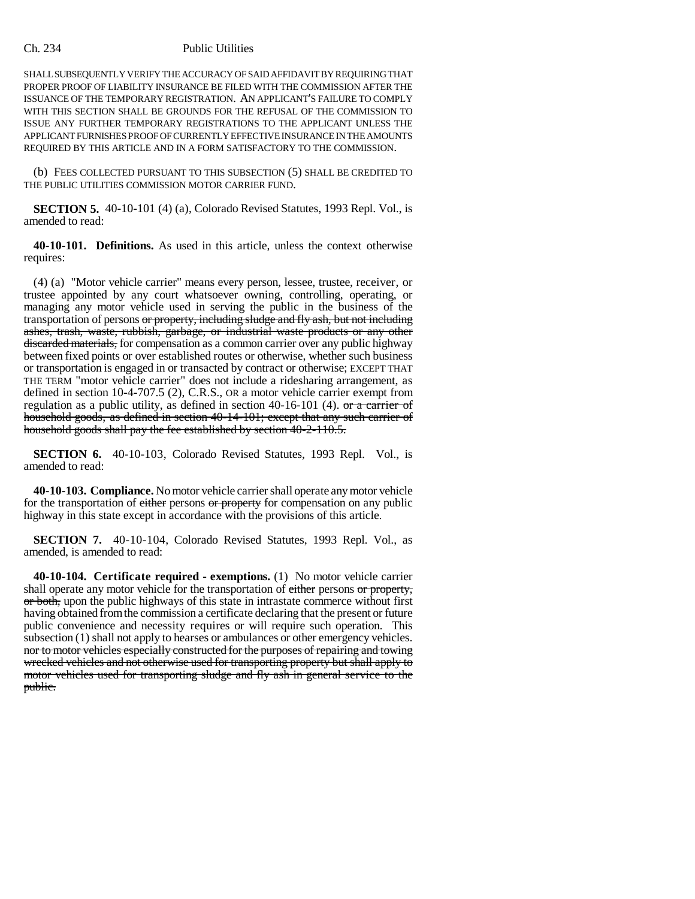SHALL SUBSEQUENTLY VERIFY THE ACCURACY OF SAID AFFIDAVIT BY REQUIRING THAT PROPER PROOF OF LIABILITY INSURANCE BE FILED WITH THE COMMISSION AFTER THE ISSUANCE OF THE TEMPORARY REGISTRATION. AN APPLICANT'S FAILURE TO COMPLY WITH THIS SECTION SHALL BE GROUNDS FOR THE REFUSAL OF THE COMMISSION TO ISSUE ANY FURTHER TEMPORARY REGISTRATIONS TO THE APPLICANT UNLESS THE APPLICANT FURNISHES PROOF OF CURRENTLY EFFECTIVE INSURANCE IN THE AMOUNTS REQUIRED BY THIS ARTICLE AND IN A FORM SATISFACTORY TO THE COMMISSION.

(b) FEES COLLECTED PURSUANT TO THIS SUBSECTION (5) SHALL BE CREDITED TO THE PUBLIC UTILITIES COMMISSION MOTOR CARRIER FUND.

**SECTION 5.** 40-10-101 (4) (a), Colorado Revised Statutes, 1993 Repl. Vol., is amended to read:

**40-10-101. Definitions.** As used in this article, unless the context otherwise requires:

(4) (a) "Motor vehicle carrier" means every person, lessee, trustee, receiver, or trustee appointed by any court whatsoever owning, controlling, operating, or managing any motor vehicle used in serving the public in the business of the transportation of persons ~~or property, including sludge and fly ash, but not including ashes, trash, waste, rubbish, garbage, or industrial waste products or any other discarded materials,~~ for compensation as a common carrier over any public highway between fixed points or over established routes or otherwise, whether such business or transportation is engaged in or transacted by contract or otherwise; EXCEPT THAT THE TERM "motor vehicle carrier" does not include a ridesharing arrangement, as defined in section 10-4-707.5 (2), C.R.S., OR a motor vehicle carrier exempt from regulation as a public utility, as defined in section 40-16-101 (4). ~~or a carrier of household goods, as defined in section 40-14-101; except that any such carrier of household goods shall pay the fee established by section 40-2-110.5.~~

**SECTION 6.** 40-10-103, Colorado Revised Statutes, 1993 Repl. Vol., is amended to read:

**40-10-103. Compliance.** No motor vehicle carrier shall operate any motor vehicle for the transportation of ~~either~~ persons ~~or property~~ for compensation on any public highway in this state except in accordance with the provisions of this article.

**SECTION 7.** 40-10-104, Colorado Revised Statutes, 1993 Repl. Vol., as amended, is amended to read:

**40-10-104. Certificate required - exemptions.** (1) No motor vehicle carrier shall operate any motor vehicle for the transportation of ~~either~~ persons ~~or property, or both,~~ upon the public highways of this state in intrastate commerce without first having obtained from the commission a certificate declaring that the present or future public convenience and necessity requires or will require such operation. This subsection (1) shall not apply to hearses or ambulances or other emergency vehicles. ~~nor to motor vehicles especially constructed for the purposes of repairing and towing wrecked vehicles and not otherwise used for transporting property but shall apply to motor vehicles used for transporting sludge and fly ash in general service to the public.~~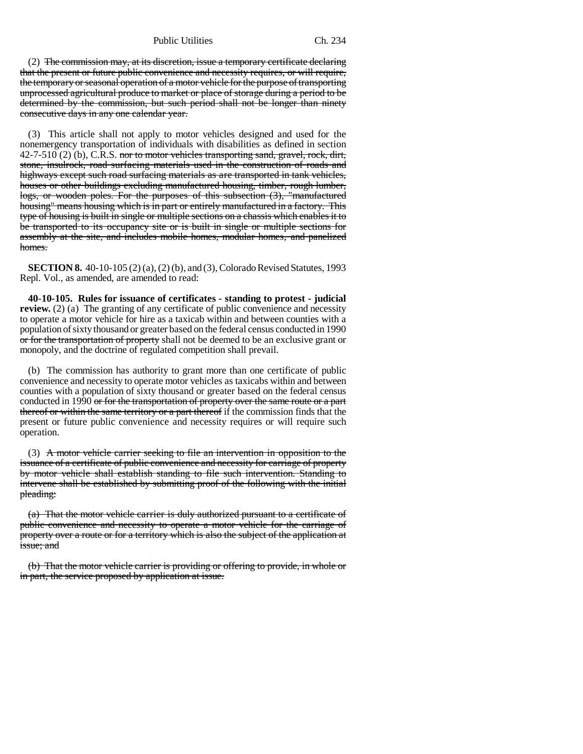(2) ~~The commission may, at its discretion, issue a temporary certificate declaring that the present or future public convenience and necessity requires, or will require, the temporary or seasonal operation of a motor vehicle for the purpose of transporting unprocessed agricultural produce to market or place of storage during a period to be determined by the commission, but such period shall not be longer than ninety consecutive days in any one calendar year.~~

(3) This article shall not apply to motor vehicles designed and used for the nonemergency transportation of individuals with disabilities as defined in section 42-7-510 (2) (b), C.R.S. ~~nor to motor vehicles transporting sand, gravel, rock, dirt, stone, insulrock, road surfacing materials used in the construction of roads and highways except such road surfacing materials as are transported in tank vehicles, houses or other buildings excluding manufactured housing, timber, rough lumber, logs, or wooden poles. For the purposes of this subsection (3), "manufactured housing" means housing which is in part or entirely manufactured in a factory. This type of housing is built in single or multiple sections on a chassis which enables it to be transported to its occupancy site or is built in single or multiple sections for assembly at the site, and includes mobile homes, modular homes, and panelized homes.~~

**SECTION 8.** 40-10-105 (2) (a), (2) (b), and (3), Colorado Revised Statutes, 1993 Repl. Vol., as amended, are amended to read:

**40-10-105. Rules for issuance of certificates - standing to protest - judicial review.** (2) (a) The granting of any certificate of public convenience and necessity to operate a motor vehicle for hire as a taxicab within and between counties with a population of sixty thousand or greater based on the federal census conducted in 1990 ~~or for the transportation of property~~ shall not be deemed to be an exclusive grant or monopoly, and the doctrine of regulated competition shall prevail.

(b) The commission has authority to grant more than one certificate of public convenience and necessity to operate motor vehicles as taxicabs within and between counties with a population of sixty thousand or greater based on the federal census conducted in 1990 ~~or for the transportation of property over the same route or a part thereof or within the same territory or a part thereof~~ if the commission finds that the present or future public convenience and necessity requires or will require such operation.

(3) ~~A motor vehicle carrier seeking to file an intervention in opposition to the issuance of a certificate of public convenience and necessity for carriage of property by motor vehicle shall establish standing to file such intervention. Standing to intervene shall be established by submitting proof of the following with the initial pleading:~~

~~(a) That the motor vehicle carrier is duly authorized pursuant to a certificate of public convenience and necessity to operate a motor vehicle for the carriage of property over a route or for a territory which is also the subject of the application at issue; and~~

~~(b) That the motor vehicle carrier is providing or offering to provide, in whole or in part, the service proposed by application at issue.~~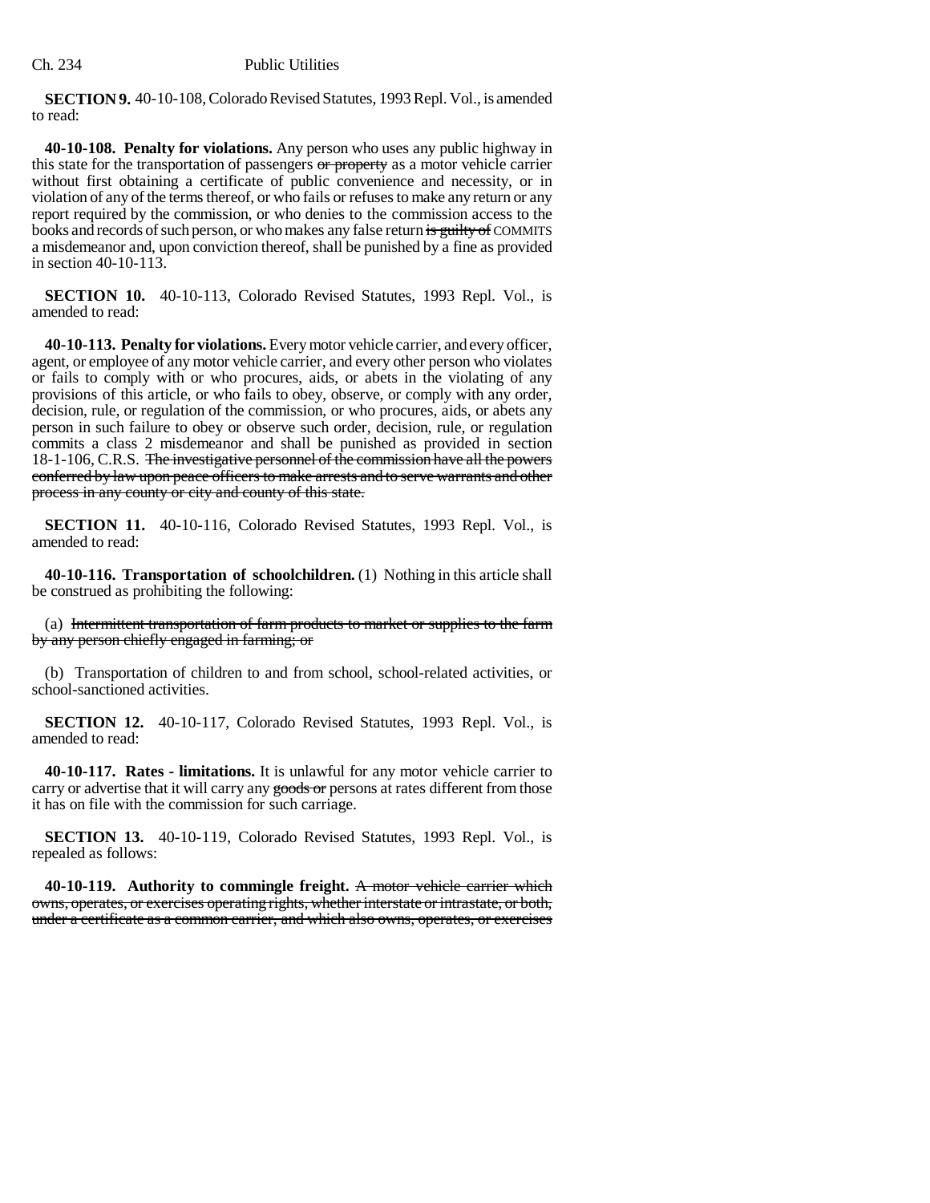**SECTION 9.** 40-10-108, Colorado Revised Statutes, 1993 Repl. Vol., is amended to read:

**40-10-108. Penalty for violations.** Any person who uses any public highway in this state for the transportation of passengers ~~or property~~ as a motor vehicle carrier without first obtaining a certificate of public convenience and necessity, or in violation of any of the terms thereof, or who fails or refuses to make any return or any report required by the commission, or who denies to the commission access to the books and records of such person, or who makes any false return ~~is guilty of~~ COMMITS a misdemeanor and, upon conviction thereof, shall be punished by a fine as provided in section 40-10-113.

**SECTION 10.** 40-10-113, Colorado Revised Statutes, 1993 Repl. Vol., is amended to read:

**40-10-113. Penalty for violations.** Every motor vehicle carrier, and every officer, agent, or employee of any motor vehicle carrier, and every other person who violates or fails to comply with or who procures, aids, or abets in the violating of any provisions of this article, or who fails to obey, observe, or comply with any order, decision, rule, or regulation of the commission, or who procures, aids, or abets any person in such failure to obey or observe such order, decision, rule, or regulation commits a class 2 misdemeanor and shall be punished as provided in section 18-1-106, C.R.S. ~~The investigative personnel of the commission have all the powers conferred by law upon peace officers to make arrests and to serve warrants and other process in any county or city and county of this state.~~

**SECTION 11.** 40-10-116, Colorado Revised Statutes, 1993 Repl. Vol., is amended to read:

**40-10-116. Transportation of schoolchildren.** (1) Nothing in this article shall be construed as prohibiting the following:

(a) ~~Intermittent transportation of farm products to market or supplies to the farm by any person chiefly engaged in farming; or~~

(b) Transportation of children to and from school, school-related activities, or school-sanctioned activities.

**SECTION 12.** 40-10-117, Colorado Revised Statutes, 1993 Repl. Vol., is amended to read:

**40-10-117. Rates - limitations.** It is unlawful for any motor vehicle carrier to carry or advertise that it will carry any ~~goods or~~ persons at rates different from those it has on file with the commission for such carriage.

**SECTION 13.** 40-10-119, Colorado Revised Statutes, 1993 Repl. Vol., is repealed as follows:

**40-10-119. Authority to commingle freight.** ~~A motor vehicle carrier which owns, operates, or exercises operating rights, whether interstate or intrastate, or both, under a certificate as a common carrier, and which also owns, operates, or exercises~~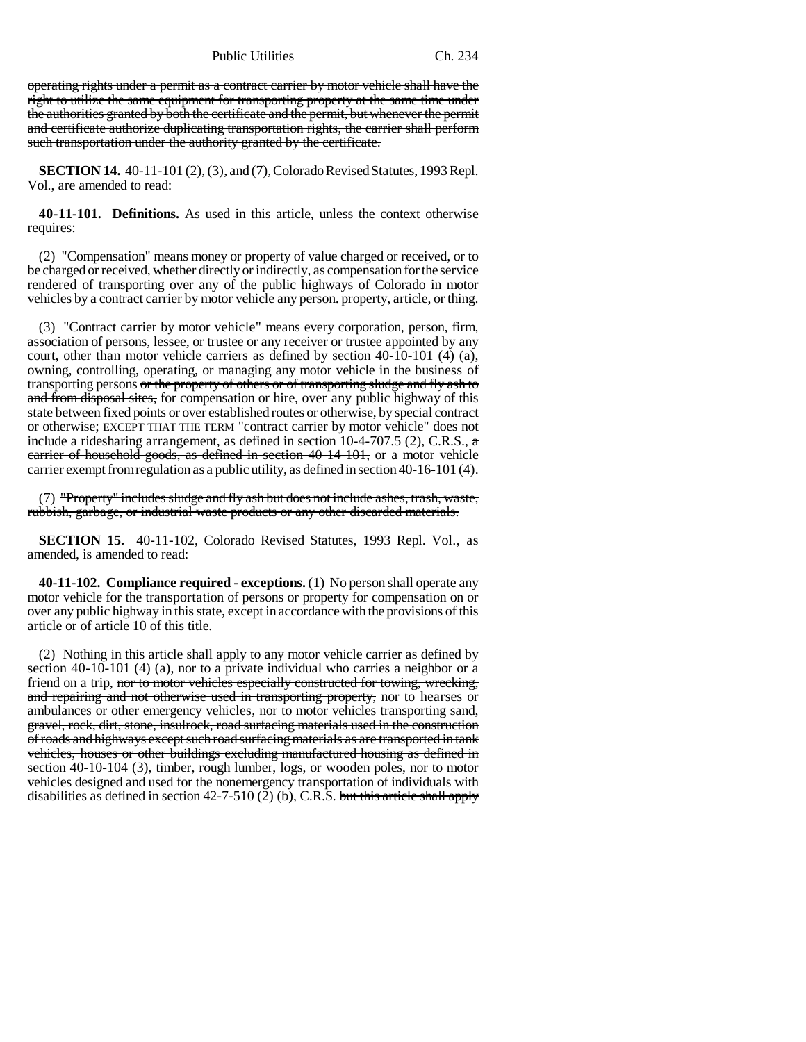operating rights under a permit as a contract carrier by motor vehicle shall have the right to utilize the same equipment for transporting property at the same time under the authorities granted by both the certificate and the permit, but whenever the permit and certificate authorize duplicating transportation rights, the carrier shall perform such transportation under the authority granted by the certificate.

**SECTION 14.** 40-11-101 (2), (3), and (7), Colorado Revised Statutes, 1993 Repl. Vol., are amended to read:

**40-11-101. Definitions.** As used in this article, unless the context otherwise requires:

(2) "Compensation" means money or property of value charged or received, or to be charged or received, whether directly or indirectly, as compensation for the service rendered of transporting over any of the public highways of Colorado in motor vehicles by a contract carrier by motor vehicle any person. property, article, or thing.

(3) "Contract carrier by motor vehicle" means every corporation, person, firm, association of persons, lessee, or trustee or any receiver or trustee appointed by any court, other than motor vehicle carriers as defined by section 40-10-101 (4) (a), owning, controlling, operating, or managing any motor vehicle in the business of transporting persons or the property of others or of transporting sludge and fly ash to and from disposal sites, for compensation or hire, over any public highway of this state between fixed points or over established routes or otherwise, by special contract or otherwise; EXCEPT THAT THE TERM "contract carrier by motor vehicle" does not include a ridesharing arrangement, as defined in section 10-4-707.5 (2), C.R.S., a carrier of household goods, as defined in section 40-14-101, or a motor vehicle carrier exempt from regulation as a public utility, as defined in section 40-16-101 (4).

(7) "Property" includes sludge and fly ash but does not include ashes, trash, waste, rubbish, garbage, or industrial waste products or any other discarded materials.

**SECTION 15.** 40-11-102, Colorado Revised Statutes, 1993 Repl. Vol., as amended, is amended to read:

**40-11-102. Compliance required - exceptions.** (1) No person shall operate any motor vehicle for the transportation of persons or property for compensation on or over any public highway in this state, except in accordance with the provisions of this article or of article 10 of this title.

(2) Nothing in this article shall apply to any motor vehicle carrier as defined by section 40-10-101 (4) (a), nor to a private individual who carries a neighbor or a friend on a trip, nor to motor vehicles especially constructed for towing, wrecking, and repairing and not otherwise used in transporting property, nor to hearses or ambulances or other emergency vehicles, nor to motor vehicles transporting sand, gravel, rock, dirt, stone, insulrock, road surfacing materials used in the construction of roads and highways except such road surfacing materials as are transported in tank vehicles, houses or other buildings excluding manufactured housing as defined in section 40-10-104 (3), timber, rough lumber, logs, or wooden poles, nor to motor vehicles designed and used for the nonemergency transportation of individuals with disabilities as defined in section 42-7-510 (2) (b), C.R.S. but this article shall apply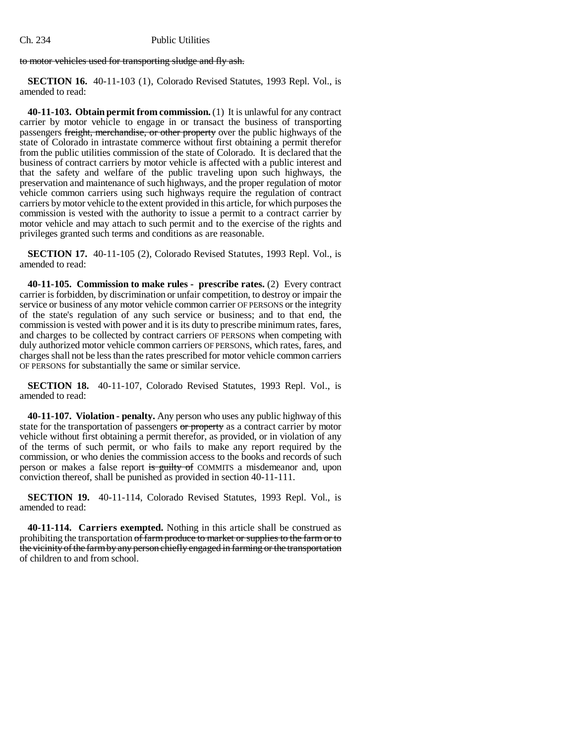to motor vehicles used for transporting sludge and fly ash.

**SECTION 16.** 40-11-103 (1), Colorado Revised Statutes, 1993 Repl. Vol., is amended to read:

**40-11-103. Obtain permit from commission.** (1) It is unlawful for any contract carrier by motor vehicle to engage in or transact the business of transporting passengers ~~freight, merchandise, or other property~~ over the public highways of the state of Colorado in intrastate commerce without first obtaining a permit therefor from the public utilities commission of the state of Colorado. It is declared that the business of contract carriers by motor vehicle is affected with a public interest and that the safety and welfare of the public traveling upon such highways, the preservation and maintenance of such highways, and the proper regulation of motor vehicle common carriers using such highways require the regulation of contract carriers by motor vehicle to the extent provided in this article, for which purposes the commission is vested with the authority to issue a permit to a contract carrier by motor vehicle and may attach to such permit and to the exercise of the rights and privileges granted such terms and conditions as are reasonable.

**SECTION 17.** 40-11-105 (2), Colorado Revised Statutes, 1993 Repl. Vol., is amended to read:

**40-11-105. Commission to make rules - prescribe rates.** (2) Every contract carrier is forbidden, by discrimination or unfair competition, to destroy or impair the service or business of any motor vehicle common carrier OF PERSONS or the integrity of the state's regulation of any such service or business; and to that end, the commission is vested with power and it is its duty to prescribe minimum rates, fares, and charges to be collected by contract carriers OF PERSONS when competing with duly authorized motor vehicle common carriers OF PERSONS, which rates, fares, and charges shall not be less than the rates prescribed for motor vehicle common carriers OF PERSONS for substantially the same or similar service.

**SECTION 18.** 40-11-107, Colorado Revised Statutes, 1993 Repl. Vol., is amended to read:

**40-11-107. Violation - penalty.** Any person who uses any public highway of this state for the transportation of passengers ~~or property~~ as a contract carrier by motor vehicle without first obtaining a permit therefor, as provided, or in violation of any of the terms of such permit, or who fails to make any report required by the commission, or who denies the commission access to the books and records of such person or makes a false report ~~is guilty of~~ COMMITS a misdemeanor and, upon conviction thereof, shall be punished as provided in section 40-11-111.

**SECTION 19.** 40-11-114, Colorado Revised Statutes, 1993 Repl. Vol., is amended to read:

**40-11-114. Carriers exempted.** Nothing in this article shall be construed as prohibiting the transportation ~~of farm produce to market or supplies to the farm or to the vicinity of the farm by any person chiefly engaged in farming or the transportation~~ of children to and from school.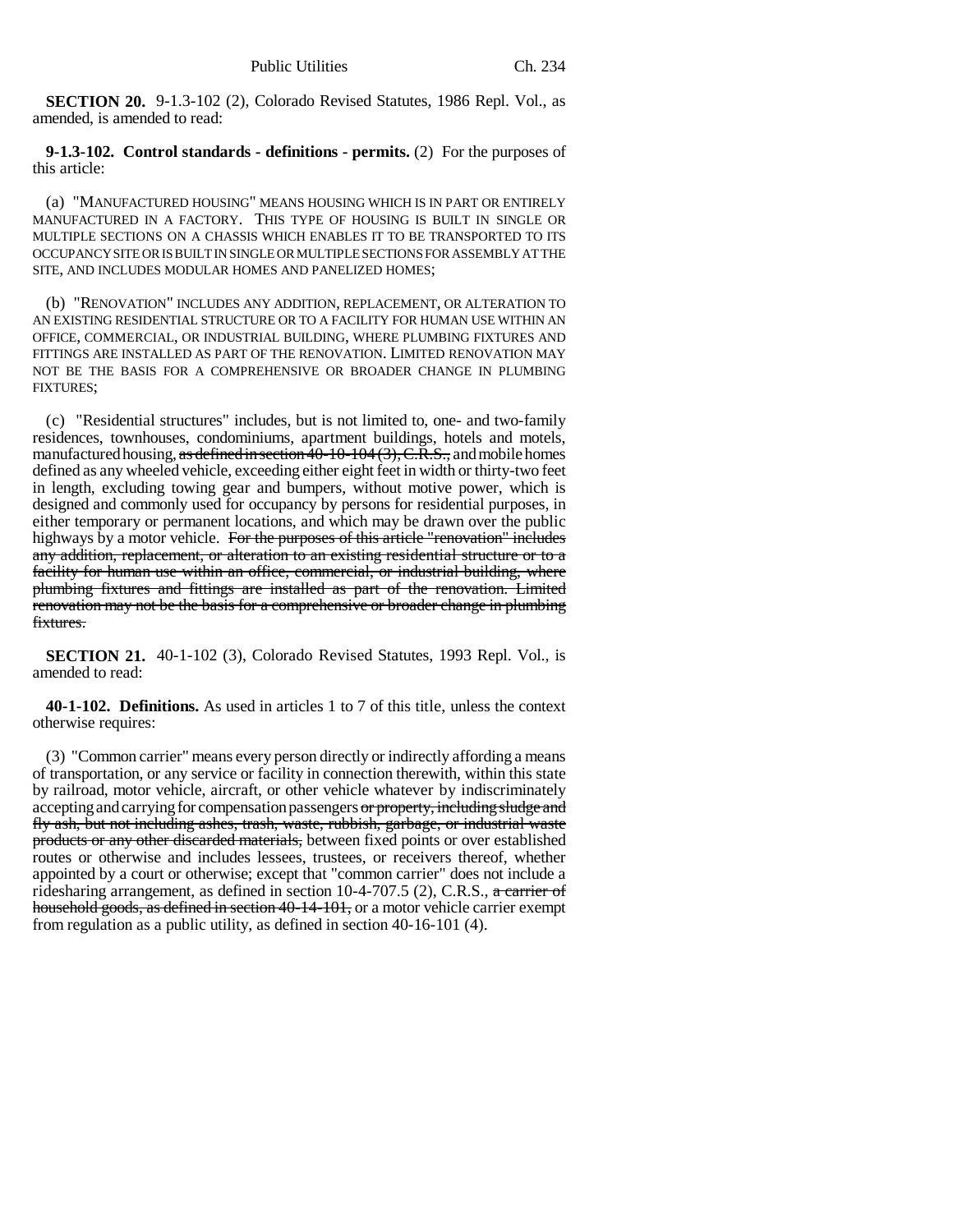**SECTION 20.** 9-1.3-102 (2), Colorado Revised Statutes, 1986 Repl. Vol., as amended, is amended to read:

**9-1.3-102. Control standards - definitions - permits.** (2) For the purposes of this article:

(a) "MANUFACTURED HOUSING" MEANS HOUSING WHICH IS IN PART OR ENTIRELY MANUFACTURED IN A FACTORY. THIS TYPE OF HOUSING IS BUILT IN SINGLE OR MULTIPLE SECTIONS ON A CHASSIS WHICH ENABLES IT TO BE TRANSPORTED TO ITS OCCUPANCY SITE OR IS BUILT IN SINGLE OR MULTIPLE SECTIONS FOR ASSEMBLY AT THE SITE, AND INCLUDES MODULAR HOMES AND PANELIZED HOMES;

(b) "RENOVATION" INCLUDES ANY ADDITION, REPLACEMENT, OR ALTERATION TO AN EXISTING RESIDENTIAL STRUCTURE OR TO A FACILITY FOR HUMAN USE WITHIN AN OFFICE, COMMERCIAL, OR INDUSTRIAL BUILDING, WHERE PLUMBING FIXTURES AND FITTINGS ARE INSTALLED AS PART OF THE RENOVATION. LIMITED RENOVATION MAY NOT BE THE BASIS FOR A COMPREHENSIVE OR BROADER CHANGE IN PLUMBING FIXTURES;

(c) "Residential structures" includes, but is not limited to, one- and two-family residences, townhouses, condominiums, apartment buildings, hotels and motels, manufactured housing, ~~as defined in section 40-10-104 (3), C.R.S.,~~ and mobile homes defined as any wheeled vehicle, exceeding either eight feet in width or thirty-two feet in length, excluding towing gear and bumpers, without motive power, which is designed and commonly used for occupancy by persons for residential purposes, in either temporary or permanent locations, and which may be drawn over the public highways by a motor vehicle. ~~For the purposes of this article "renovation" includes any addition, replacement, or alteration to an existing residential structure or to a facility for human use within an office, commercial, or industrial building, where plumbing fixtures and fittings are installed as part of the renovation. Limited renovation may not be the basis for a comprehensive or broader change in plumbing fixtures.~~

**SECTION 21.** 40-1-102 (3), Colorado Revised Statutes, 1993 Repl. Vol., is amended to read:

**40-1-102. Definitions.** As used in articles 1 to 7 of this title, unless the context otherwise requires:

(3) "Common carrier" means every person directly or indirectly affording a means of transportation, or any service or facility in connection therewith, within this state by railroad, motor vehicle, aircraft, or other vehicle whatever by indiscriminately accepting and carrying for compensation passengers ~~or property, including sludge and fly ash, but not including ashes, trash, waste, rubbish, garbage, or industrial waste products or any other discarded materials,~~ between fixed points or over established routes or otherwise and includes lessees, trustees, or receivers thereof, whether appointed by a court or otherwise; except that "common carrier" does not include a ridesharing arrangement, as defined in section 10-4-707.5 (2), C.R.S., ~~a carrier of household goods, as defined in section 40-14-101,~~ or a motor vehicle carrier exempt from regulation as a public utility, as defined in section 40-16-101 (4).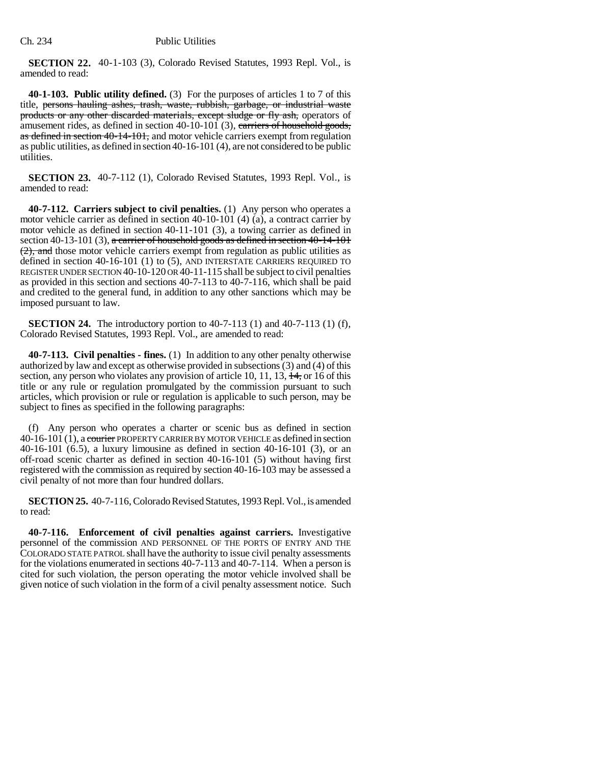**SECTION 22.** 40-1-103 (3), Colorado Revised Statutes, 1993 Repl. Vol., is amended to read:

**40-1-103. Public utility defined.** (3) For the purposes of articles 1 to 7 of this title, ~~persons hauling ashes, trash, waste, rubbish, garbage, or industrial waste products or any other discarded materials, except sludge or fly ash,~~ operators of amusement rides, as defined in section 40-10-101 (3), ~~carriers of household goods, as defined in section 40-14-101,~~ and motor vehicle carriers exempt from regulation as public utilities, as defined in section 40-16-101 (4), are not considered to be public utilities.

**SECTION 23.** 40-7-112 (1), Colorado Revised Statutes, 1993 Repl. Vol., is amended to read:

**40-7-112. Carriers subject to civil penalties.** (1) Any person who operates a motor vehicle carrier as defined in section 40-10-101 (4) (a), a contract carrier by motor vehicle as defined in section 40-11-101 (3), a towing carrier as defined in section 40-13-101 (3), ~~a carrier of household goods as defined in section 40-14-101 (2), and~~ those motor vehicle carriers exempt from regulation as public utilities as defined in section 40-16-101 (1) to (5), AND INTERSTATE CARRIERS REQUIRED TO REGISTER UNDER SECTION 40-10-120 OR 40-11-115 shall be subject to civil penalties as provided in this section and sections 40-7-113 to 40-7-116, which shall be paid and credited to the general fund, in addition to any other sanctions which may be imposed pursuant to law.

**SECTION 24.** The introductory portion to 40-7-113 (1) and 40-7-113 (1) (f), Colorado Revised Statutes, 1993 Repl. Vol., are amended to read:

**40-7-113. Civil penalties - fines.** (1) In addition to any other penalty otherwise authorized by law and except as otherwise provided in subsections (3) and (4) of this section, any person who violates any provision of article 10, 11, 13, ~~14,~~ or 16 of this title or any rule or regulation promulgated by the commission pursuant to such articles, which provision or rule or regulation is applicable to such person, may be subject to fines as specified in the following paragraphs:

(f) Any person who operates a charter or scenic bus as defined in section 40-16-101 (1), a ~~courier~~ PROPERTY CARRIER BY MOTOR VEHICLE as defined in section 40-16-101 (6.5), a luxury limousine as defined in section 40-16-101 (3), or an off-road scenic charter as defined in section 40-16-101 (5) without having first registered with the commission as required by section 40-16-103 may be assessed a civil penalty of not more than four hundred dollars.

**SECTION 25.** 40-7-116, Colorado Revised Statutes, 1993 Repl. Vol., is amended to read:

**40-7-116. Enforcement of civil penalties against carriers.** Investigative personnel of the commission AND PERSONNEL OF THE PORTS OF ENTRY AND THE COLORADO STATE PATROL shall have the authority to issue civil penalty assessments for the violations enumerated in sections 40-7-113 and 40-7-114. When a person is cited for such violation, the person operating the motor vehicle involved shall be given notice of such violation in the form of a civil penalty assessment notice. Such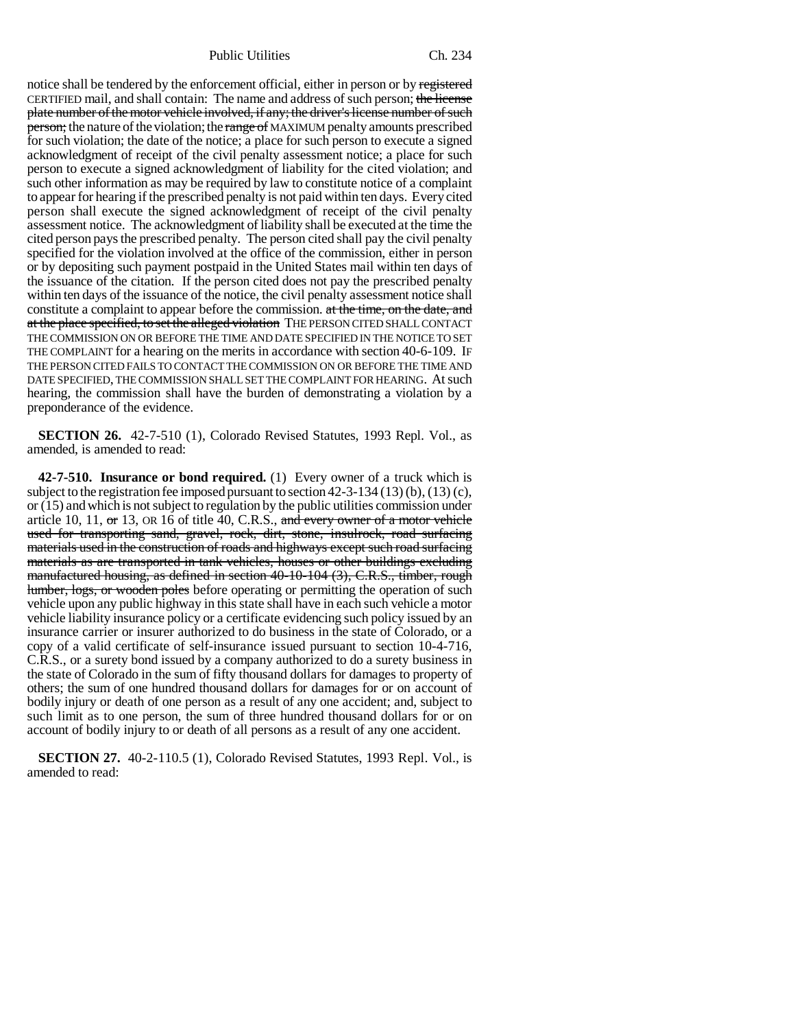notice shall be tendered by the enforcement official, either in person or by ~~registered~~ CERTIFIED mail, and shall contain: The name and address of such person; ~~the license plate number of the motor vehicle involved, if any; the driver's license number of such person;~~ the nature of the violation; the ~~range of~~ MAXIMUM penalty amounts prescribed for such violation; the date of the notice; a place for such person to execute a signed acknowledgment of receipt of the civil penalty assessment notice; a place for such person to execute a signed acknowledgment of liability for the cited violation; and such other information as may be required by law to constitute notice of a complaint to appear for hearing if the prescribed penalty is not paid within ten days. Every cited person shall execute the signed acknowledgment of receipt of the civil penalty assessment notice. The acknowledgment of liability shall be executed at the time the cited person pays the prescribed penalty. The person cited shall pay the civil penalty specified for the violation involved at the office of the commission, either in person or by depositing such payment postpaid in the United States mail within ten days of the issuance of the citation. If the person cited does not pay the prescribed penalty within ten days of the issuance of the notice, the civil penalty assessment notice shall constitute a complaint to appear before the commission. ~~at the time, on the date, and at the place specified, to set the alleged violation~~ THE PERSON CITED SHALL CONTACT THE COMMISSION ON OR BEFORE THE TIME AND DATE SPECIFIED IN THE NOTICE TO SET THE COMPLAINT for a hearing on the merits in accordance with section 40-6-109. IF THE PERSON CITED FAILS TO CONTACT THE COMMISSION ON OR BEFORE THE TIME AND DATE SPECIFIED, THE COMMISSION SHALL SET THE COMPLAINT FOR HEARING. At such hearing, the commission shall have the burden of demonstrating a violation by a preponderance of the evidence.

**SECTION 26.** 42-7-510 (1), Colorado Revised Statutes, 1993 Repl. Vol., as amended, is amended to read:

**42-7-510. Insurance or bond required.** (1) Every owner of a truck which is subject to the registration fee imposed pursuant to section 42-3-134 (13) (b), (13) (c), or (15) and which is not subject to regulation by the public utilities commission under article 10, 11, ~~or~~ 13, OR 16 of title 40, C.R.S., ~~and every owner of a motor vehicle used for transporting sand, gravel, rock, dirt, stone, insulrock, road surfacing materials used in the construction of roads and highways except such road surfacing materials as are transported in tank vehicles, houses or other buildings excluding manufactured housing, as defined in section 40-10-104 (3), C.R.S., timber, rough lumber, logs, or wooden poles~~ before operating or permitting the operation of such vehicle upon any public highway in this state shall have in each such vehicle a motor vehicle liability insurance policy or a certificate evidencing such policy issued by an insurance carrier or insurer authorized to do business in the state of Colorado, or a copy of a valid certificate of self-insurance issued pursuant to section 10-4-716, C.R.S., or a surety bond issued by a company authorized to do a surety business in the state of Colorado in the sum of fifty thousand dollars for damages to property of others; the sum of one hundred thousand dollars for damages for or on account of bodily injury or death of one person as a result of any one accident; and, subject to such limit as to one person, the sum of three hundred thousand dollars for or on account of bodily injury to or death of all persons as a result of any one accident.

**SECTION 27.** 40-2-110.5 (1), Colorado Revised Statutes, 1993 Repl. Vol., is amended to read: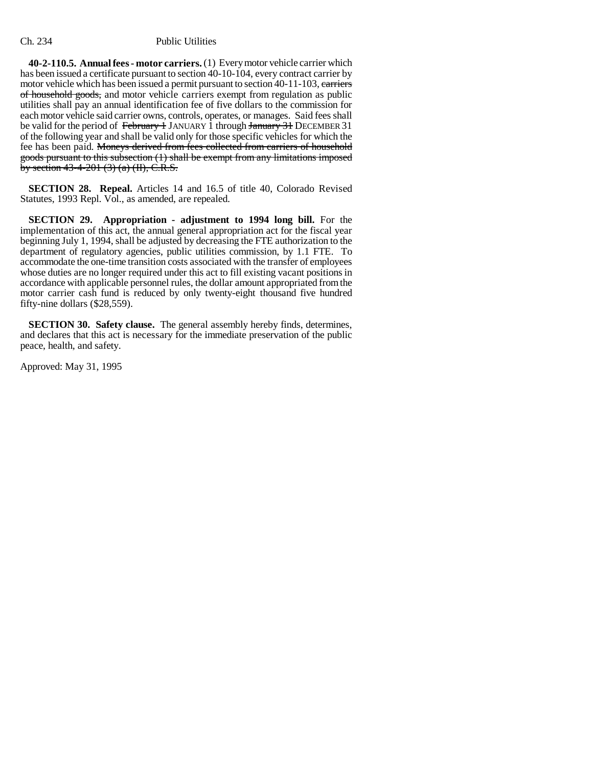**40-2-110.5. Annual fees - motor carriers.** (1) Every motor vehicle carrier which has been issued a certificate pursuant to section 40-10-104, every contract carrier by motor vehicle which has been issued a permit pursuant to section 40-11-103, ~~carriers of household goods,~~ and motor vehicle carriers exempt from regulation as public utilities shall pay an annual identification fee of five dollars to the commission for each motor vehicle said carrier owns, controls, operates, or manages. Said fees shall be valid for the period of ~~February 1~~ JANUARY 1 through ~~January 31~~ DECEMBER 31 of the following year and shall be valid only for those specific vehicles for which the fee has been paid. ~~Moneys derived from fees collected from carriers of household goods pursuant to this subsection (1) shall be exempt from any limitations imposed by section 43-4-201 (3) (a) (II), C.R.S.~~

**SECTION 28. Repeal.** Articles 14 and 16.5 of title 40, Colorado Revised Statutes, 1993 Repl. Vol., as amended, are repealed.

**SECTION 29. Appropriation - adjustment to 1994 long bill.** For the implementation of this act, the annual general appropriation act for the fiscal year beginning July 1, 1994, shall be adjusted by decreasing the FTE authorization to the department of regulatory agencies, public utilities commission, by 1.1 FTE. To accommodate the one-time transition costs associated with the transfer of employees whose duties are no longer required under this act to fill existing vacant positions in accordance with applicable personnel rules, the dollar amount appropriated from the motor carrier cash fund is reduced by only twenty-eight thousand five hundred fifty-nine dollars ($28,559).

**SECTION 30. Safety clause.** The general assembly hereby finds, determines, and declares that this act is necessary for the immediate preservation of the public peace, health, and safety.

Approved: May 31, 1995